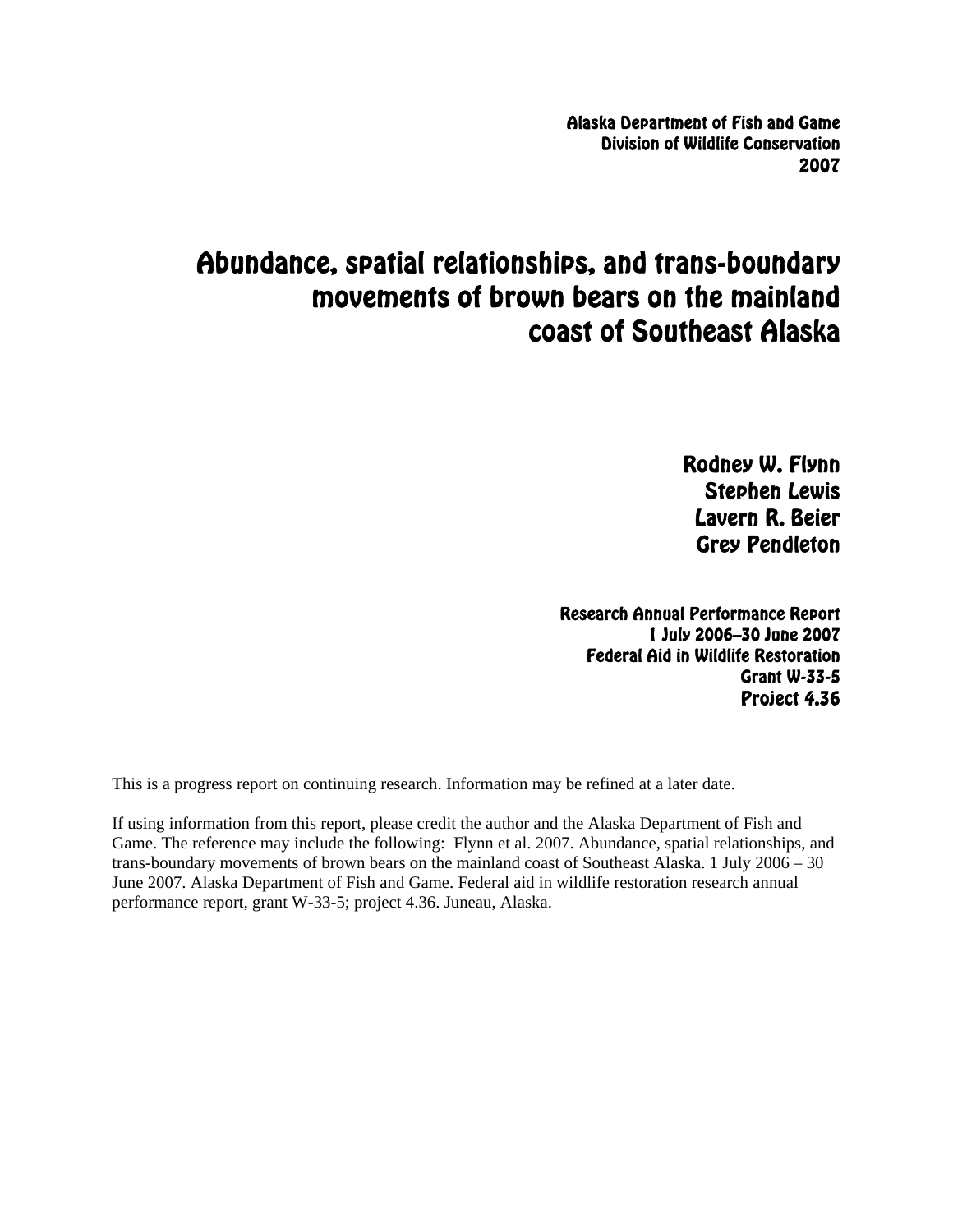**Alaska Department of Fish and Game**
**Division of Wildlife Conservation**
**2007**

# Abundance, spatial relationships, and trans-boundary movements of brown bears on the mainland coast of Southeast Alaska

**Rodney W. Flynn**
**Stephen Lewis**
**Lavern R. Beier**
**Grey Pendleton**

**Research Annual Performance Report**
**1 July 2006–30 June 2007**
**Federal Aid in Wildlife Restoration**
**Grant W-33-5**
**Project 4.36**

This is a progress report on continuing research. Information may be refined at a later date.

If using information from this report, please credit the author and the Alaska Department of Fish and Game. The reference may include the following: Flynn et al. 2007. Abundance, spatial relationships, and trans-boundary movements of brown bears on the mainland coast of Southeast Alaska. 1 July 2006 – 30 June 2007. Alaska Department of Fish and Game. Federal aid in wildlife restoration research annual performance report, grant W-33-5; project 4.36. Juneau, Alaska.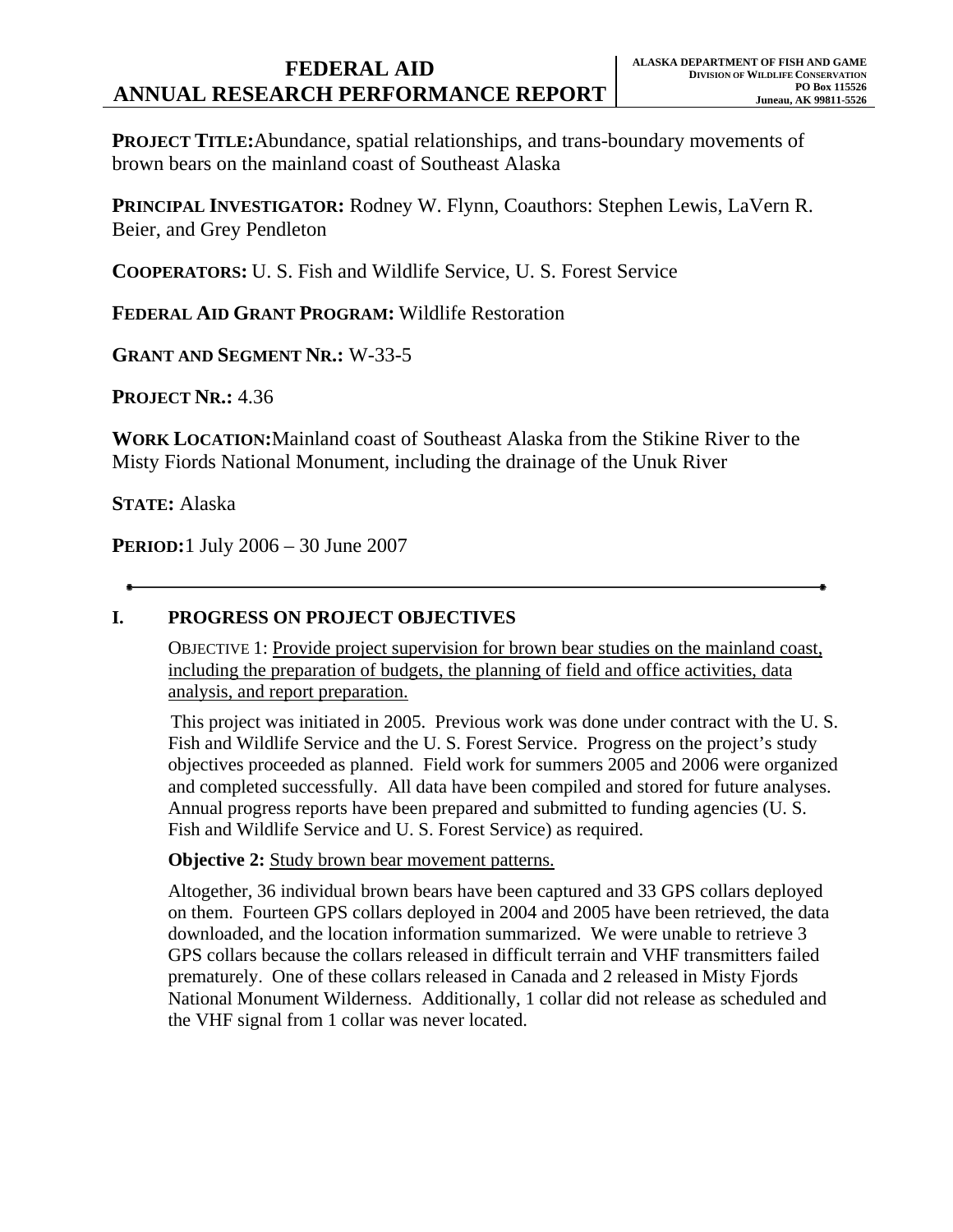# FEDERAL AID ANNUAL RESEARCH PERFORMANCE REPORT

**ALASKA DEPARTMENT OF FISH AND GAME**
**DIVISION OF WILDLIFE CONSERVATION**
**PO Box 115526**
**Juneau, AK 99811-5526**

**PROJECT TITLE:** Abundance, spatial relationships, and trans-boundary movements of brown bears on the mainland coast of Southeast Alaska

**PRINCIPAL INVESTIGATOR:** Rodney W. Flynn, Coauthors: Stephen Lewis, LaVern R. Beier, and Grey Pendleton

**COOPERATORS:** U. S. Fish and Wildlife Service, U. S. Forest Service

**FEDERAL AID GRANT PROGRAM:** Wildlife Restoration

**GRANT AND SEGMENT NR.:** W-33-5

**PROJECT NR.:** 4.36

**WORK LOCATION:** Mainland coast of Southeast Alaska from the Stikine River to the Misty Fiords National Monument, including the drainage of the Unuk River

**STATE:** Alaska

**PERIOD:** 1 July 2006 – 30 June 2007

---

## I. PROGRESS ON PROJECT OBJECTIVES

OBJECTIVE 1: Provide project supervision for brown bear studies on the mainland coast, including the preparation of budgets, the planning of field and office activities, data analysis, and report preparation.

This project was initiated in 2005. Previous work was done under contract with the U. S. Fish and Wildlife Service and the U. S. Forest Service. Progress on the project's study objectives proceeded as planned. Field work for summers 2005 and 2006 were organized and completed successfully. All data have been compiled and stored for future analyses. Annual progress reports have been prepared and submitted to funding agencies (U. S. Fish and Wildlife Service and U. S. Forest Service) as required.

**Objective 2:** Study brown bear movement patterns.

Altogether, 36 individual brown bears have been captured and 33 GPS collars deployed on them. Fourteen GPS collars deployed in 2004 and 2005 have been retrieved, the data downloaded, and the location information summarized. We were unable to retrieve 3 GPS collars because the collars released in difficult terrain and VHF transmitters failed prematurely. One of these collars released in Canada and 2 released in Misty Fjords National Monument Wilderness. Additionally, 1 collar did not release as scheduled and the VHF signal from 1 collar was never located.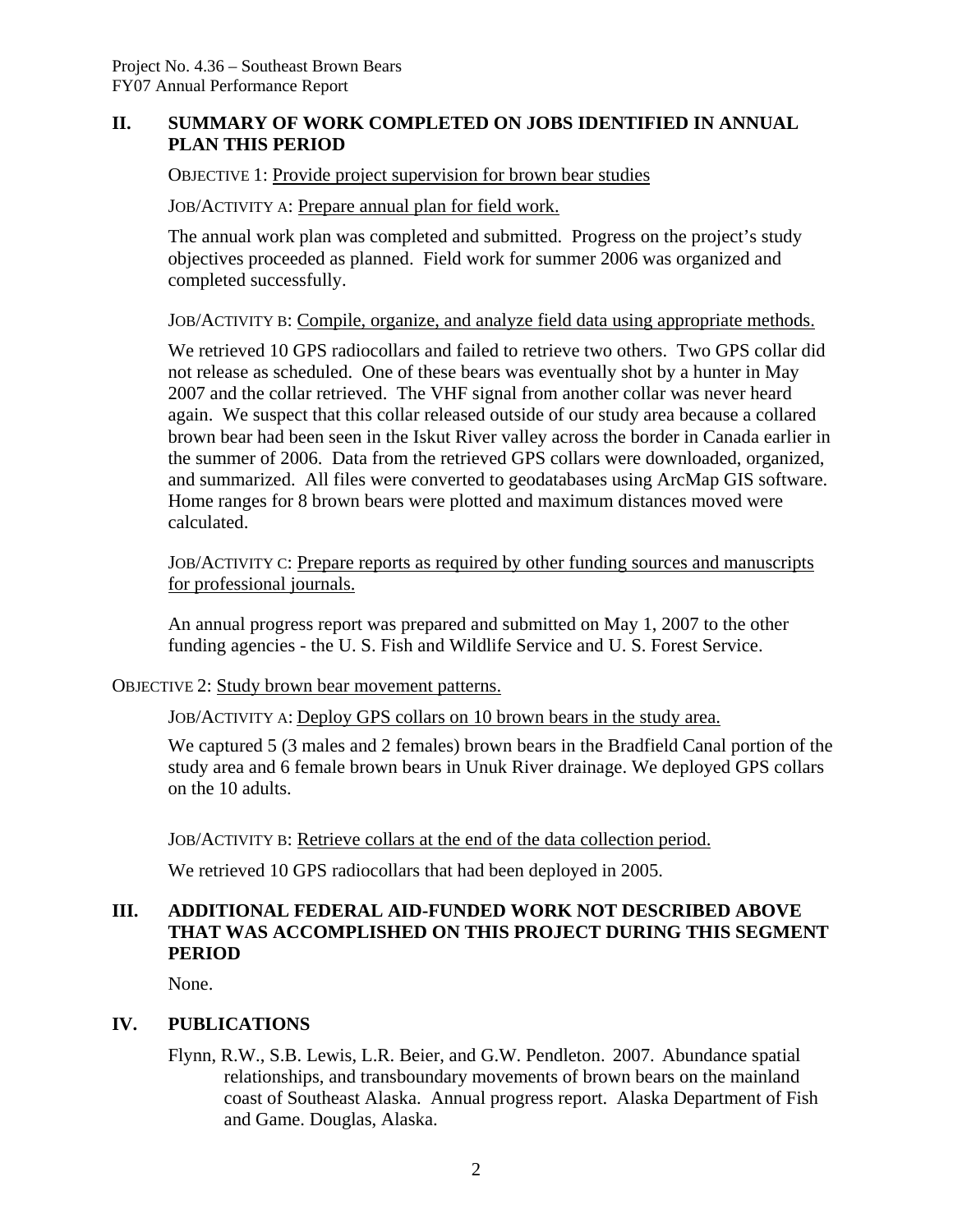## II. SUMMARY OF WORK COMPLETED ON JOBS IDENTIFIED IN ANNUAL PLAN THIS PERIOD

OBJECTIVE 1: Provide project supervision for brown bear studies

JOB/ACTIVITY A: Prepare annual plan for field work.

The annual work plan was completed and submitted. Progress on the project's study objectives proceeded as planned. Field work for summer 2006 was organized and completed successfully.

JOB/ACTIVITY B: Compile, organize, and analyze field data using appropriate methods.

We retrieved 10 GPS radiocollars and failed to retrieve two others. Two GPS collar did not release as scheduled. One of these bears was eventually shot by a hunter in May 2007 and the collar retrieved. The VHF signal from another collar was never heard again. We suspect that this collar released outside of our study area because a collared brown bear had been seen in the Iskut River valley across the border in Canada earlier in the summer of 2006. Data from the retrieved GPS collars were downloaded, organized, and summarized. All files were converted to geodatabases using ArcMap GIS software. Home ranges for 8 brown bears were plotted and maximum distances moved were calculated.

JOB/ACTIVITY C: Prepare reports as required by other funding sources and manuscripts for professional journals.

An annual progress report was prepared and submitted on May 1, 2007 to the other funding agencies - the U. S. Fish and Wildlife Service and U. S. Forest Service.

OBJECTIVE 2: Study brown bear movement patterns.

JOB/ACTIVITY A: Deploy GPS collars on 10 brown bears in the study area.

We captured 5 (3 males and 2 females) brown bears in the Bradfield Canal portion of the study area and 6 female brown bears in Unuk River drainage. We deployed GPS collars on the 10 adults.

JOB/ACTIVITY B: Retrieve collars at the end of the data collection period.

We retrieved 10 GPS radiocollars that had been deployed in 2005.

## III. ADDITIONAL FEDERAL AID-FUNDED WORK NOT DESCRIBED ABOVE THAT WAS ACCOMPLISHED ON THIS PROJECT DURING THIS SEGMENT PERIOD

None.

## IV. PUBLICATIONS

Flynn, R.W., S.B. Lewis, L.R. Beier, and G.W. Pendleton. 2007. Abundance spatial relationships, and transboundary movements of brown bears on the mainland coast of Southeast Alaska. Annual progress report. Alaska Department of Fish and Game. Douglas, Alaska.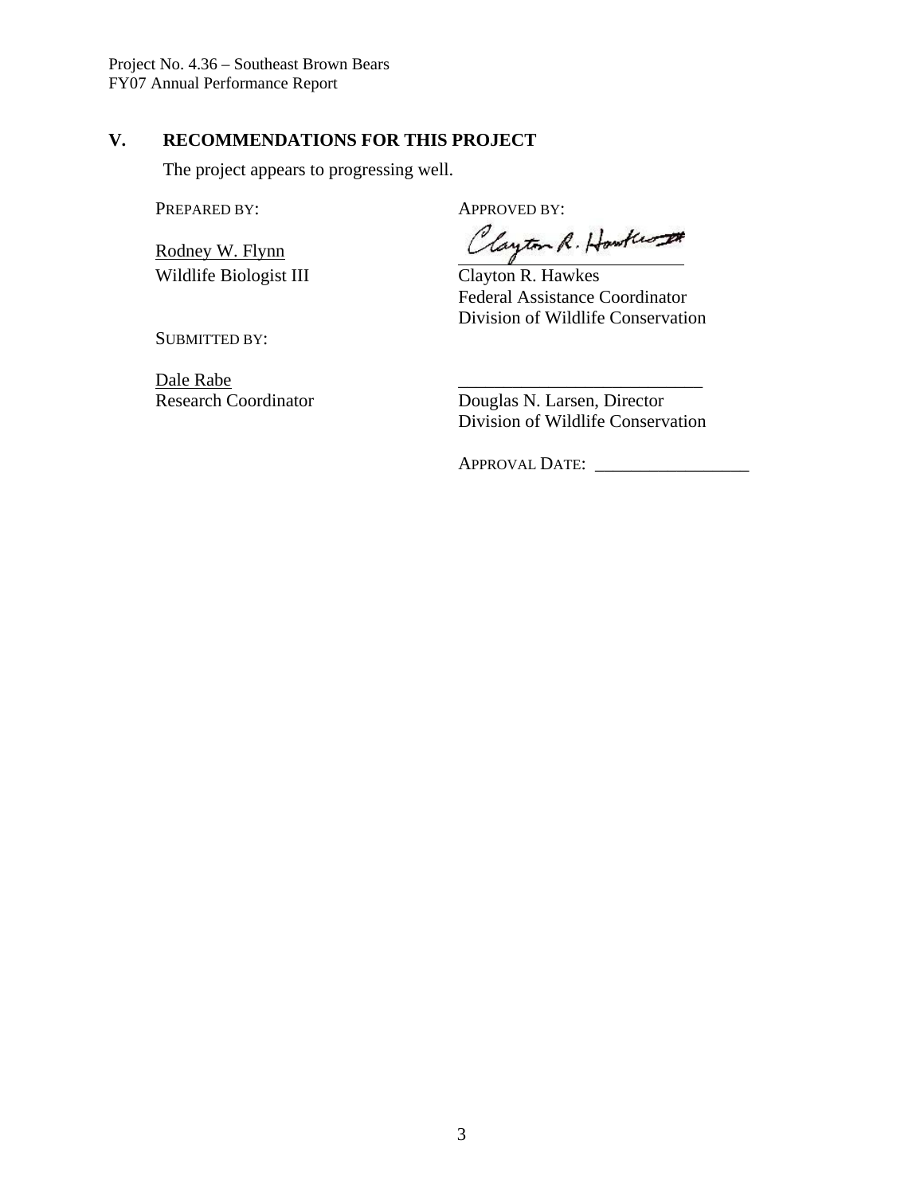## V. RECOMMENDATIONS FOR THIS PROJECT

The project appears to progressing well.

PREPARED BY:

Rodney W. Flynn
Wildlife Biologist III

SUBMITTED BY:

Dale Rabe
Research Coordinator

APPROVED BY:

Clayton R. Hawkes
Federal Assistance Coordinator
Division of Wildlife Conservation

\_\_\_\_\_\_\_\_\_\_\_\_\_\_\_\_\_\_\_\_\_\_\_\_\_\_\_
Douglas N. Larsen, Director
Division of Wildlife Conservation

APPROVAL DATE: \_\_\_\_\_\_\_\_\_\_\_\_\_\_\_\_\_